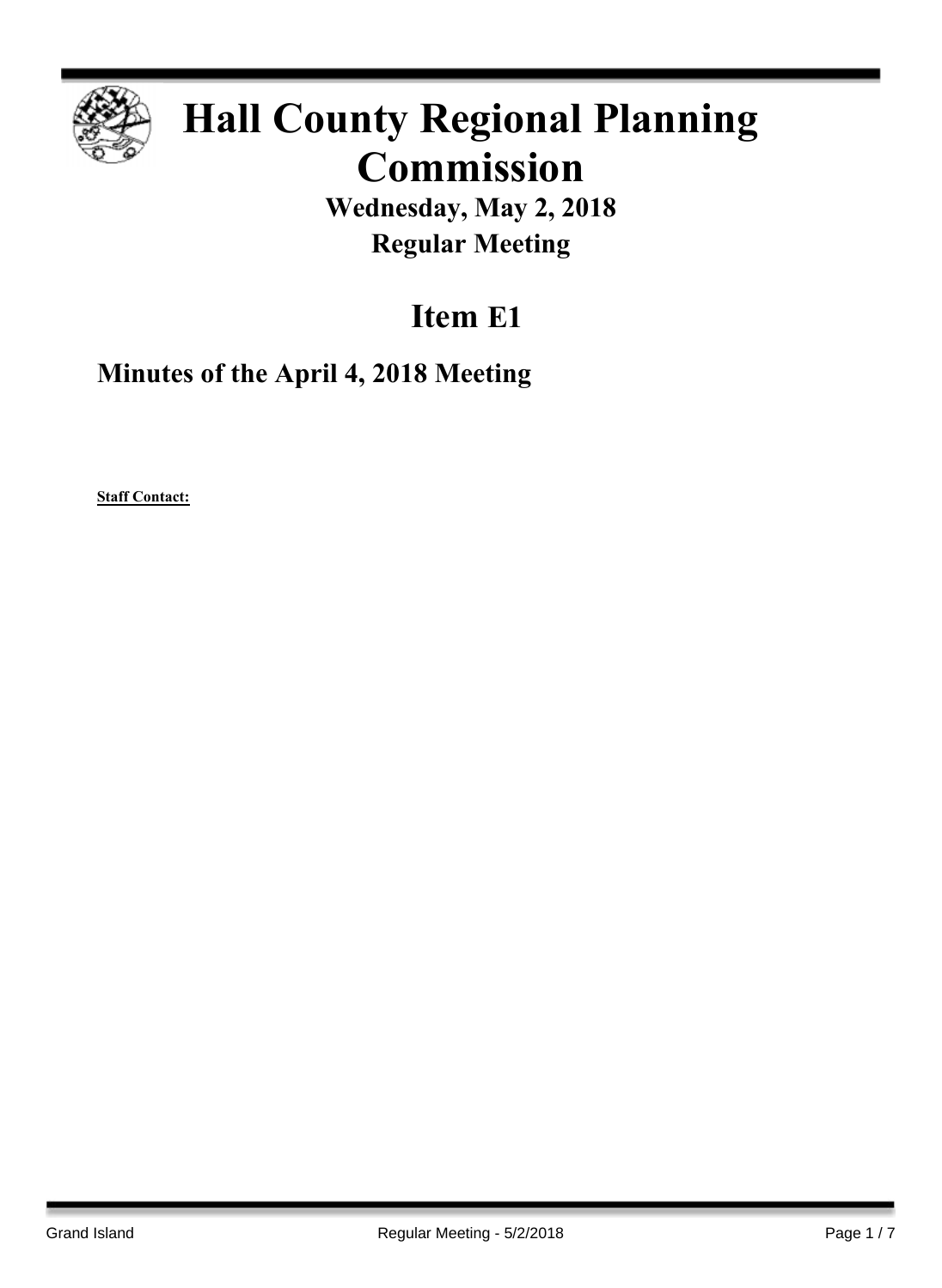# Hall County Regional Planning Commission

## Wednesday, May 2, 2018
## Regular Meeting

# Item E1

## Minutes of the April 4, 2018 Meeting

**Staff Contact:**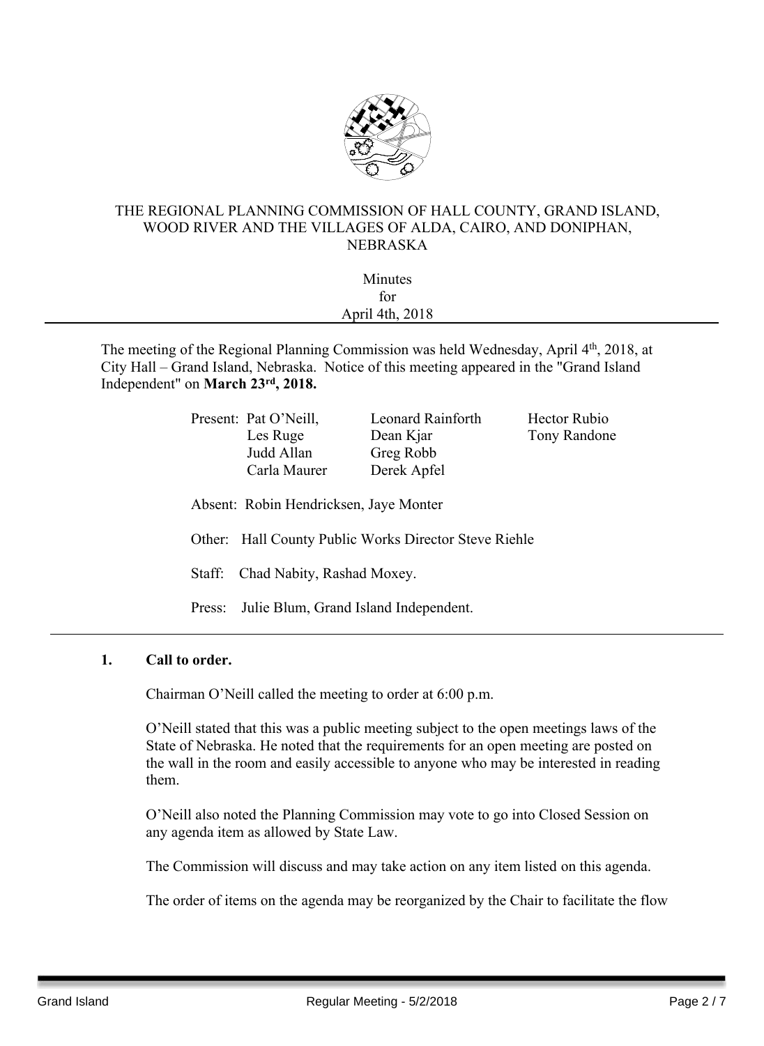THE REGIONAL PLANNING COMMISSION OF HALL COUNTY, GRAND ISLAND, WOOD RIVER AND THE VILLAGES OF ALDA, CAIRO, AND DONIPHAN, NEBRASKA

Minutes
for
April 4th, 2018

---

The meeting of the Regional Planning Commission was held Wednesday, April 4th, 2018, at City Hall – Grand Island, Nebraska. Notice of this meeting appeared in the "Grand Island Independent" on **March 23rd, 2018.**

| | | |
|---|---|---|
| Present: Pat O'Neill, | Leonard Rainforth | Hector Rubio |
| Les Ruge | Dean Kjar | Tony Randone |
| Judd Allan | Greg Robb | |
| Carla Maurer | Derek Apfel | |

Absent: Robin Hendricksen, Jaye Monter

Other: Hall County Public Works Director Steve Riehle

Staff: Chad Nabity, Rashad Moxey.

Press: Julie Blum, Grand Island Independent.

---

**1. Call to order.**

Chairman O'Neill called the meeting to order at 6:00 p.m.

O'Neill stated that this was a public meeting subject to the open meetings laws of the State of Nebraska. He noted that the requirements for an open meeting are posted on the wall in the room and easily accessible to anyone who may be interested in reading them.

O'Neill also noted the Planning Commission may vote to go into Closed Session on any agenda item as allowed by State Law.

The Commission will discuss and may take action on any item listed on this agenda.

The order of items on the agenda may be reorganized by the Chair to facilitate the flow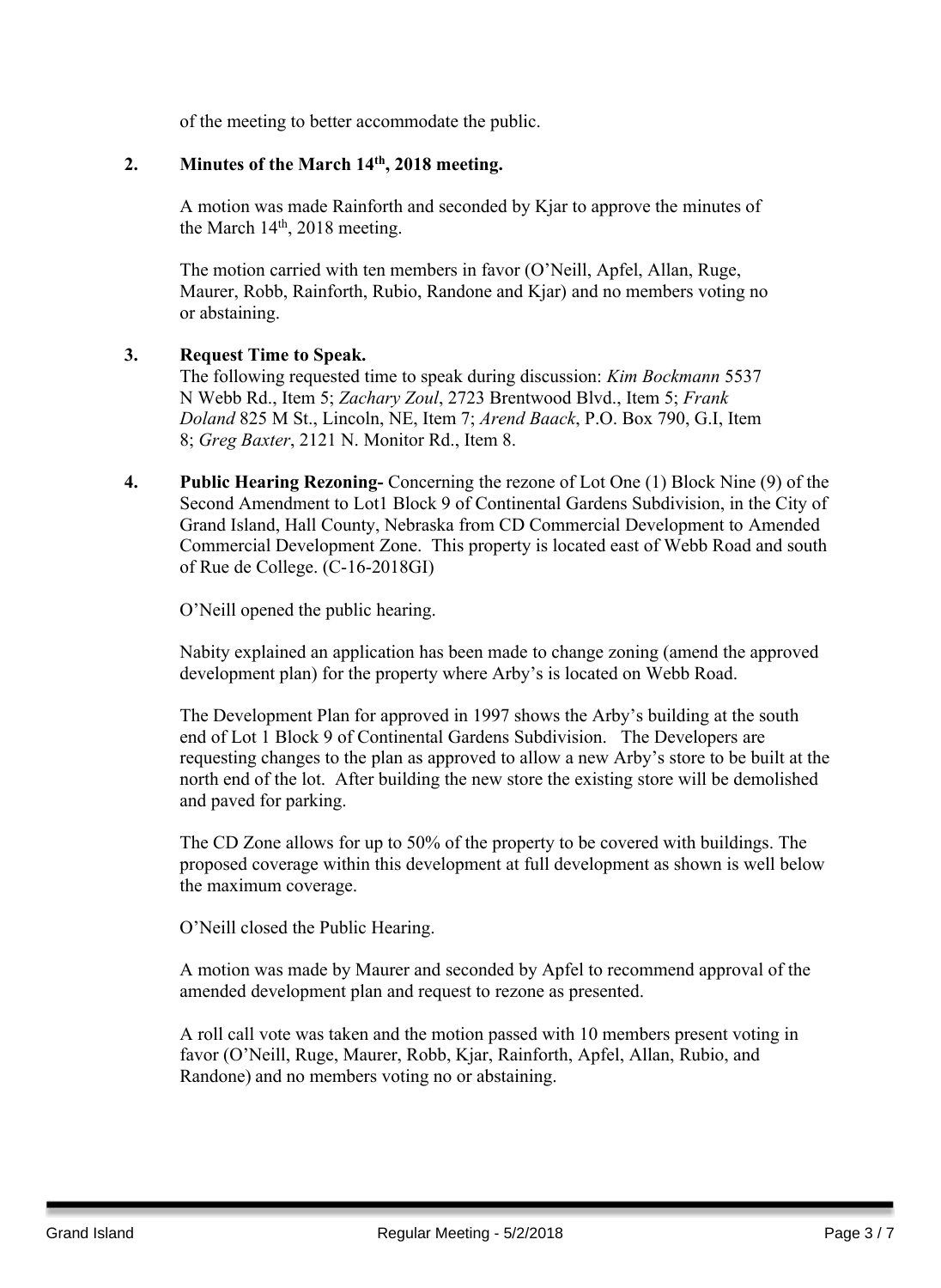of the meeting to better accommodate the public.

**2. Minutes of the March 14th, 2018 meeting.**

A motion was made Rainforth and seconded by Kjar to approve the minutes of the March 14th, 2018 meeting.

The motion carried with ten members in favor (O'Neill, Apfel, Allan, Ruge, Maurer, Robb, Rainforth, Rubio, Randone and Kjar) and no members voting no or abstaining.

**3. Request Time to Speak.**

The following requested time to speak during discussion: *Kim Bockmann* 5537 N Webb Rd., Item 5; *Zachary Zoul*, 2723 Brentwood Blvd., Item 5; *Frank Doland* 825 M St., Lincoln, NE, Item 7; *Arend Baack*, P.O. Box 790, G.I, Item 8; *Greg Baxter*, 2121 N. Monitor Rd., Item 8.

**4. Public Hearing Rezoning-** Concerning the rezone of Lot One (1) Block Nine (9) of the Second Amendment to Lot1 Block 9 of Continental Gardens Subdivision, in the City of Grand Island, Hall County, Nebraska from CD Commercial Development to Amended Commercial Development Zone. This property is located east of Webb Road and south of Rue de College. (C-16-2018GI)

O'Neill opened the public hearing.

Nabity explained an application has been made to change zoning (amend the approved development plan) for the property where Arby's is located on Webb Road.

The Development Plan for approved in 1997 shows the Arby's building at the south end of Lot 1 Block 9 of Continental Gardens Subdivision. The Developers are requesting changes to the plan as approved to allow a new Arby's store to be built at the north end of the lot. After building the new store the existing store will be demolished and paved for parking.

The CD Zone allows for up to 50% of the property to be covered with buildings. The proposed coverage within this development at full development as shown is well below the maximum coverage.

O'Neill closed the Public Hearing.

A motion was made by Maurer and seconded by Apfel to recommend approval of the amended development plan and request to rezone as presented.

A roll call vote was taken and the motion passed with 10 members present voting in favor (O'Neill, Ruge, Maurer, Robb, Kjar, Rainforth, Apfel, Allan, Rubio, and Randone) and no members voting no or abstaining.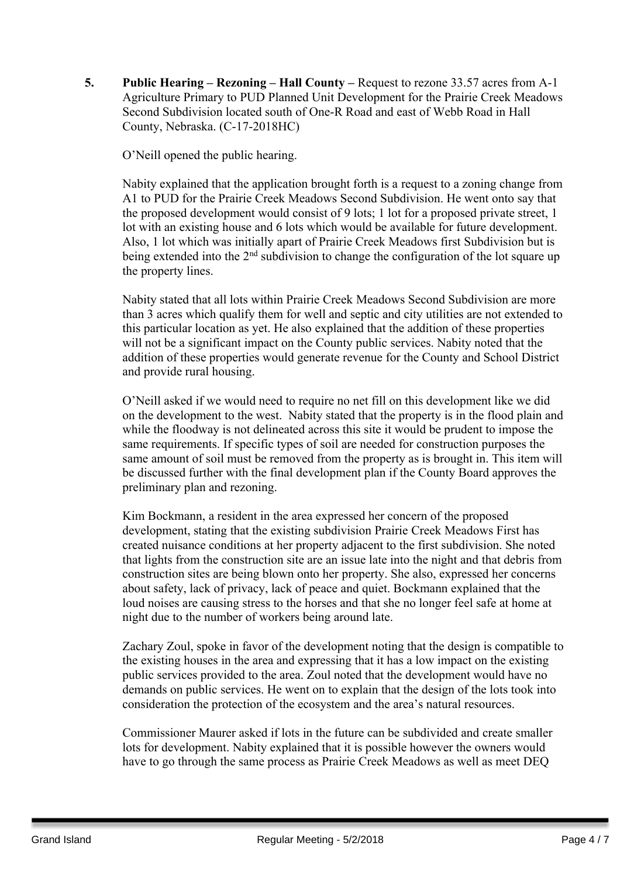**5. Public Hearing – Rezoning – Hall County –** Request to rezone 33.57 acres from A-1 Agriculture Primary to PUD Planned Unit Development for the Prairie Creek Meadows Second Subdivision located south of One-R Road and east of Webb Road in Hall County, Nebraska. (C-17-2018HC)

O'Neill opened the public hearing.

Nabity explained that the application brought forth is a request to a zoning change from A1 to PUD for the Prairie Creek Meadows Second Subdivision. He went onto say that the proposed development would consist of 9 lots; 1 lot for a proposed private street, 1 lot with an existing house and 6 lots which would be available for future development. Also, 1 lot which was initially apart of Prairie Creek Meadows first Subdivision but is being extended into the 2nd subdivision to change the configuration of the lot square up the property lines.

Nabity stated that all lots within Prairie Creek Meadows Second Subdivision are more than 3 acres which qualify them for well and septic and city utilities are not extended to this particular location as yet. He also explained that the addition of these properties will not be a significant impact on the County public services. Nabity noted that the addition of these properties would generate revenue for the County and School District and provide rural housing.

O'Neill asked if we would need to require no net fill on this development like we did on the development to the west. Nabity stated that the property is in the flood plain and while the floodway is not delineated across this site it would be prudent to impose the same requirements. If specific types of soil are needed for construction purposes the same amount of soil must be removed from the property as is brought in. This item will be discussed further with the final development plan if the County Board approves the preliminary plan and rezoning.

Kim Bockmann, a resident in the area expressed her concern of the proposed development, stating that the existing subdivision Prairie Creek Meadows First has created nuisance conditions at her property adjacent to the first subdivision. She noted that lights from the construction site are an issue late into the night and that debris from construction sites are being blown onto her property. She also, expressed her concerns about safety, lack of privacy, lack of peace and quiet. Bockmann explained that the loud noises are causing stress to the horses and that she no longer feel safe at home at night due to the number of workers being around late.

Zachary Zoul, spoke in favor of the development noting that the design is compatible to the existing houses in the area and expressing that it has a low impact on the existing public services provided to the area. Zoul noted that the development would have no demands on public services. He went on to explain that the design of the lots took into consideration the protection of the ecosystem and the area's natural resources.

Commissioner Maurer asked if lots in the future can be subdivided and create smaller lots for development. Nabity explained that it is possible however the owners would have to go through the same process as Prairie Creek Meadows as well as meet DEQ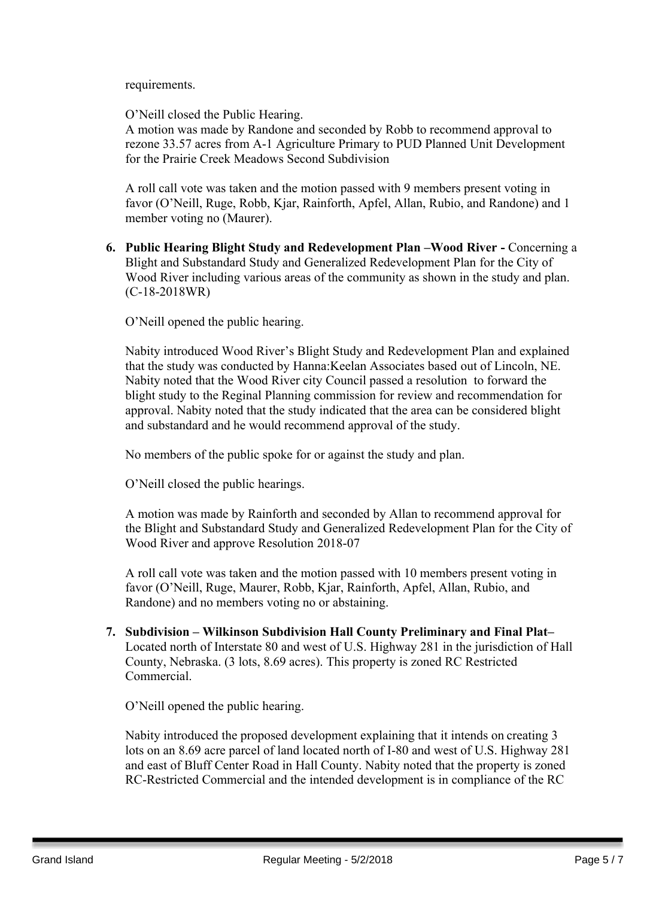requirements.

O'Neill closed the Public Hearing.
A motion was made by Randone and seconded by Robb to recommend approval to rezone 33.57 acres from A-1 Agriculture Primary to PUD Planned Unit Development for the Prairie Creek Meadows Second Subdivision

A roll call vote was taken and the motion passed with 9 members present voting in favor (O'Neill, Ruge, Robb, Kjar, Rainforth, Apfel, Allan, Rubio, and Randone) and 1 member voting no (Maurer).

6. **Public Hearing Blight Study and Redevelopment Plan –Wood River -** Concerning a Blight and Substandard Study and Generalized Redevelopment Plan for the City of Wood River including various areas of the community as shown in the study and plan. (C-18-2018WR)

   O'Neill opened the public hearing.

   Nabity introduced Wood River's Blight Study and Redevelopment Plan and explained that the study was conducted by Hanna:Keelan Associates based out of Lincoln, NE. Nabity noted that the Wood River city Council passed a resolution to forward the blight study to the Reginal Planning commission for review and recommendation for approval. Nabity noted that the study indicated that the area can be considered blight and substandard and he would recommend approval of the study.

   No members of the public spoke for or against the study and plan.

   O'Neill closed the public hearings.

   A motion was made by Rainforth and seconded by Allan to recommend approval for the Blight and Substandard Study and Generalized Redevelopment Plan for the City of Wood River and approve Resolution 2018-07

   A roll call vote was taken and the motion passed with 10 members present voting in favor (O'Neill, Ruge, Maurer, Robb, Kjar, Rainforth, Apfel, Allan, Rubio, and Randone) and no members voting no or abstaining.

7. **Subdivision – Wilkinson Subdivision Hall County Preliminary and Final Plat–** Located north of Interstate 80 and west of U.S. Highway 281 in the jurisdiction of Hall County, Nebraska. (3 lots, 8.69 acres). This property is zoned RC Restricted Commercial.

   O'Neill opened the public hearing.

   Nabity introduced the proposed development explaining that it intends on creating 3 lots on an 8.69 acre parcel of land located north of I-80 and west of U.S. Highway 281 and east of Bluff Center Road in Hall County. Nabity noted that the property is zoned RC-Restricted Commercial and the intended development is in compliance of the RC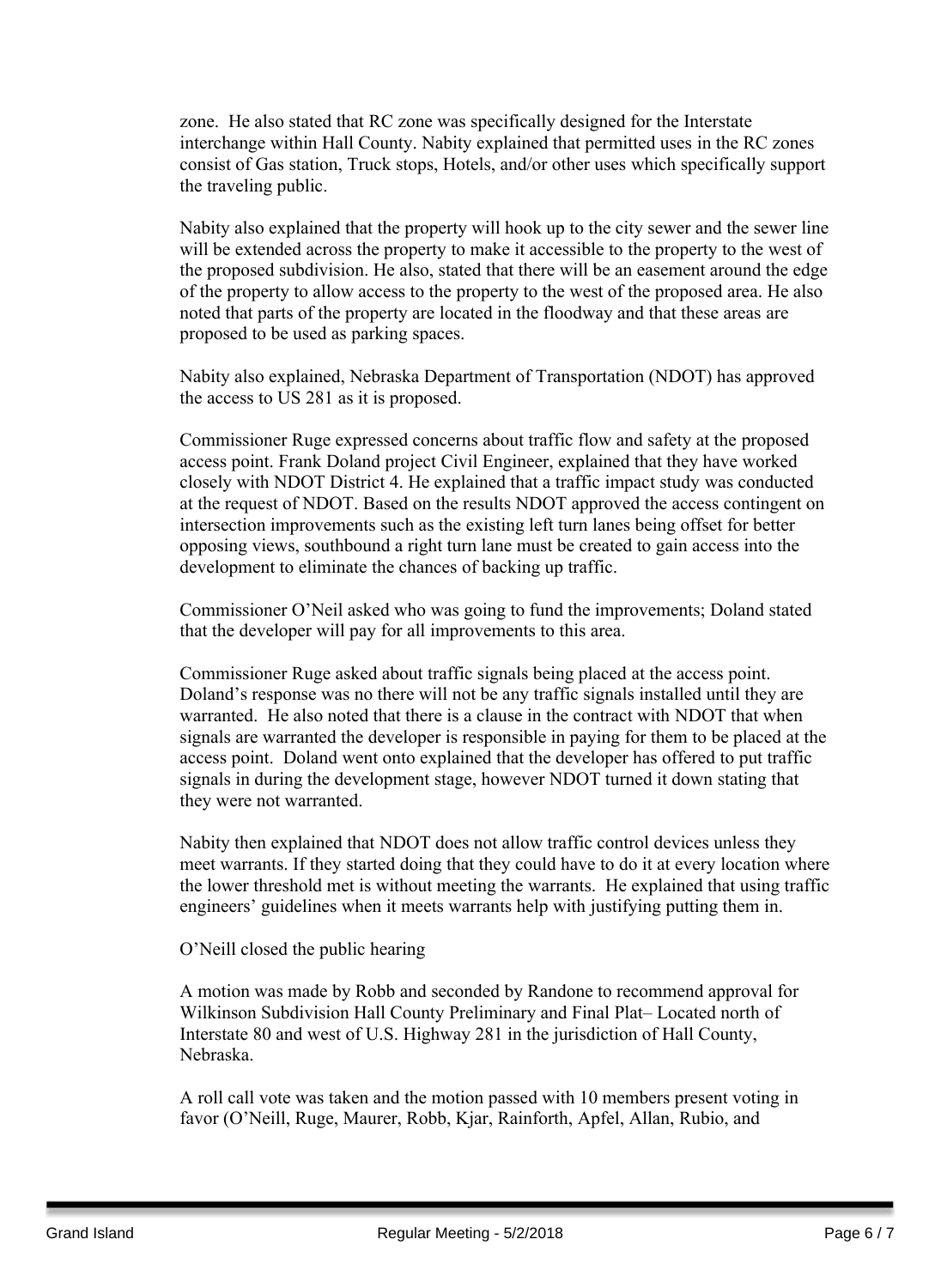zone. He also stated that RC zone was specifically designed for the Interstate interchange within Hall County. Nabity explained that permitted uses in the RC zones consist of Gas station, Truck stops, Hotels, and/or other uses which specifically support the traveling public.

Nabity also explained that the property will hook up to the city sewer and the sewer line will be extended across the property to make it accessible to the property to the west of the proposed subdivision. He also, stated that there will be an easement around the edge of the property to allow access to the property to the west of the proposed area. He also noted that parts of the property are located in the floodway and that these areas are proposed to be used as parking spaces.

Nabity also explained, Nebraska Department of Transportation (NDOT) has approved the access to US 281 as it is proposed.

Commissioner Ruge expressed concerns about traffic flow and safety at the proposed access point. Frank Doland project Civil Engineer, explained that they have worked closely with NDOT District 4. He explained that a traffic impact study was conducted at the request of NDOT. Based on the results NDOT approved the access contingent on intersection improvements such as the existing left turn lanes being offset for better opposing views, southbound a right turn lane must be created to gain access into the development to eliminate the chances of backing up traffic.

Commissioner O'Neil asked who was going to fund the improvements; Doland stated that the developer will pay for all improvements to this area.

Commissioner Ruge asked about traffic signals being placed at the access point. Doland's response was no there will not be any traffic signals installed until they are warranted. He also noted that there is a clause in the contract with NDOT that when signals are warranted the developer is responsible in paying for them to be placed at the access point. Doland went onto explained that the developer has offered to put traffic signals in during the development stage, however NDOT turned it down stating that they were not warranted.

Nabity then explained that NDOT does not allow traffic control devices unless they meet warrants. If they started doing that they could have to do it at every location where the lower threshold met is without meeting the warrants. He explained that using traffic engineers' guidelines when it meets warrants help with justifying putting them in.

O'Neill closed the public hearing

A motion was made by Robb and seconded by Randone to recommend approval for Wilkinson Subdivision Hall County Preliminary and Final Plat– Located north of Interstate 80 and west of U.S. Highway 281 in the jurisdiction of Hall County, Nebraska.

A roll call vote was taken and the motion passed with 10 members present voting in favor (O'Neill, Ruge, Maurer, Robb, Kjar, Rainforth, Apfel, Allan, Rubio, and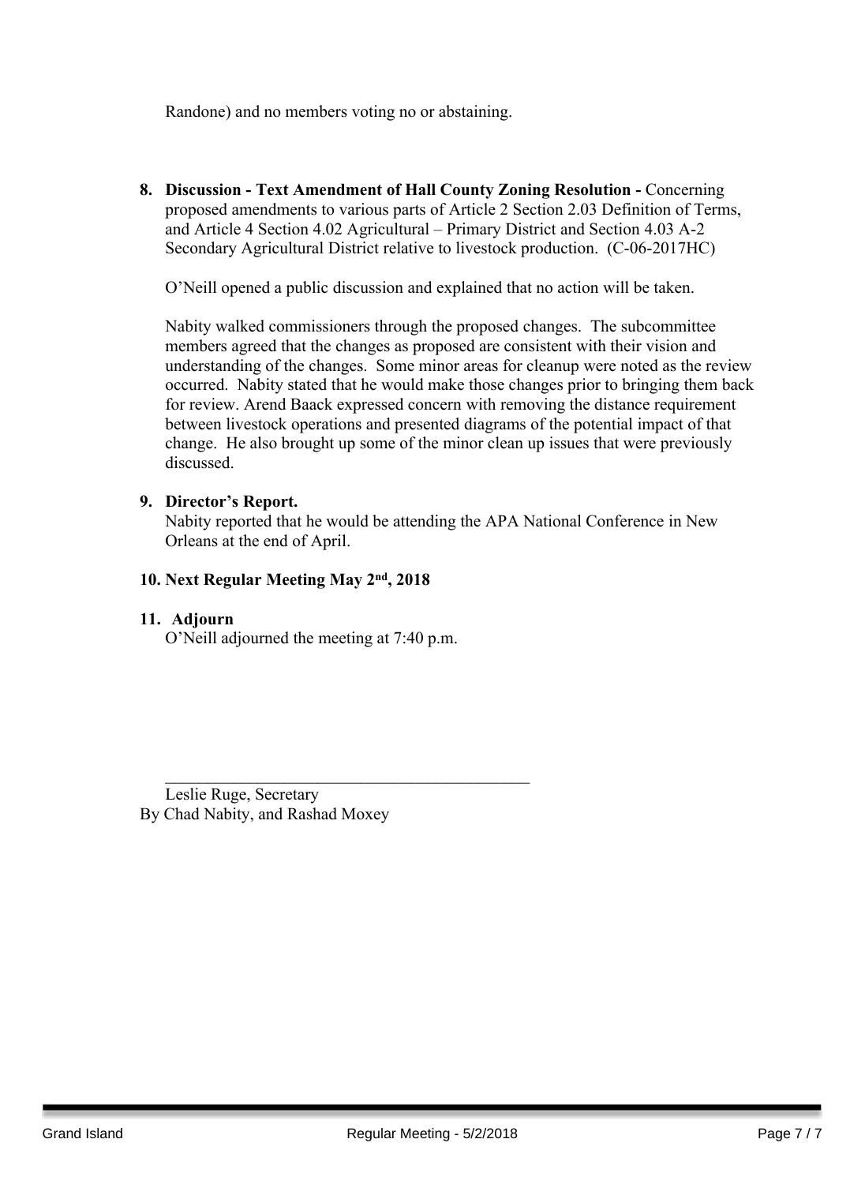Randone) and no members voting no or abstaining.

**8. Discussion - Text Amendment of Hall County Zoning Resolution -** Concerning proposed amendments to various parts of Article 2 Section 2.03 Definition of Terms, and Article 4 Section 4.02 Agricultural – Primary District and Section 4.03 A-2 Secondary Agricultural District relative to livestock production. (C-06-2017HC)

O'Neill opened a public discussion and explained that no action will be taken.

Nabity walked commissioners through the proposed changes. The subcommittee members agreed that the changes as proposed are consistent with their vision and understanding of the changes. Some minor areas for cleanup were noted as the review occurred. Nabity stated that he would make those changes prior to bringing them back for review. Arend Baack expressed concern with removing the distance requirement between livestock operations and presented diagrams of the potential impact of that change. He also brought up some of the minor clean up issues that were previously discussed.

**9. Director's Report.**

Nabity reported that he would be attending the APA National Conference in New Orleans at the end of April.

**10. Next Regular Meeting May 2nd, 2018**

**11. Adjourn**

O'Neill adjourned the meeting at 7:40 p.m.

\_\_\_\_\_\_\_\_\_\_\_\_\_\_\_\_\_\_\_\_\_\_\_\_\_\_\_\_\_\_\_\_\_\_\_\_\_\_\_\_\_\_\_\_

Leslie Ruge, Secretary

By Chad Nabity, and Rashad Moxey